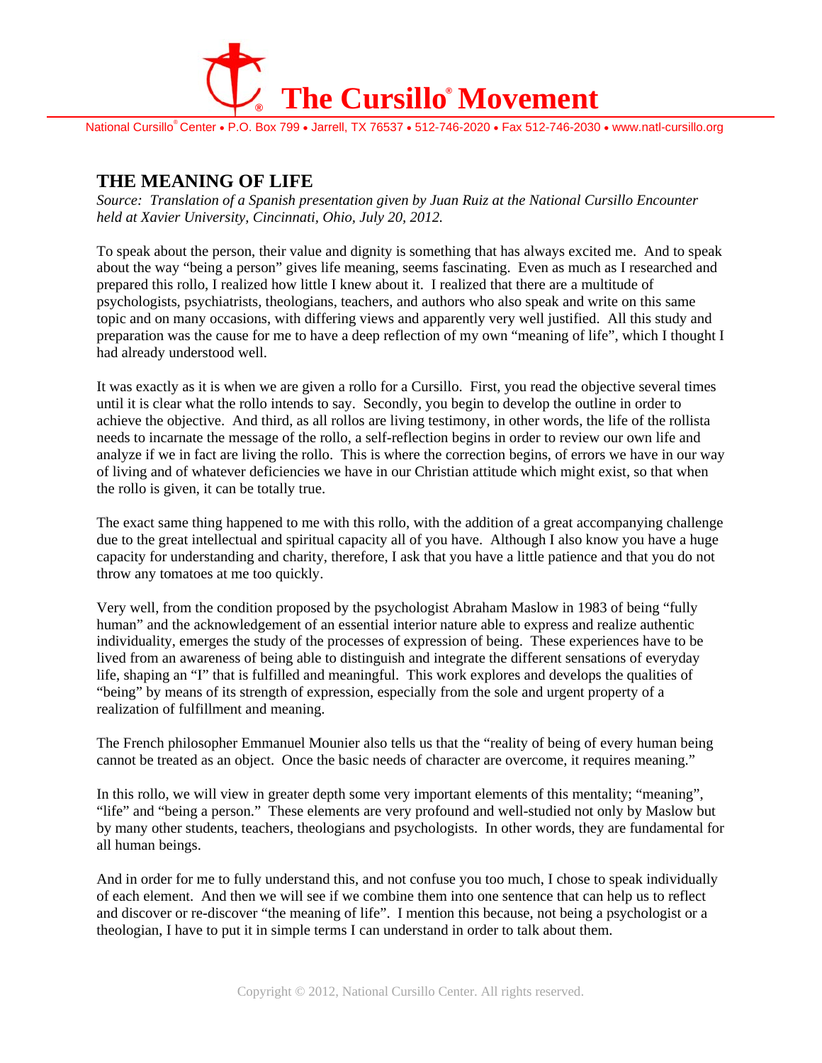# The Cursillo® Movement

National Cursillo® Center • P.O. Box 799 • Jarrell, TX 76537 • 512-746-2020 • Fax 512-746-2030 • www.natl-cursillo.org

## THE MEANING OF LIFE

*Source: Translation of a Spanish presentation given by Juan Ruiz at the National Cursillo Encounter held at Xavier University, Cincinnati, Ohio, July 20, 2012.*

To speak about the person, their value and dignity is something that has always excited me. And to speak about the way "being a person" gives life meaning, seems fascinating. Even as much as I researched and prepared this rollo, I realized how little I knew about it. I realized that there are a multitude of psychologists, psychiatrists, theologians, teachers, and authors who also speak and write on this same topic and on many occasions, with differing views and apparently very well justified. All this study and preparation was the cause for me to have a deep reflection of my own "meaning of life", which I thought I had already understood well.

It was exactly as it is when we are given a rollo for a Cursillo. First, you read the objective several times until it is clear what the rollo intends to say. Secondly, you begin to develop the outline in order to achieve the objective. And third, as all rollos are living testimony, in other words, the life of the rollista needs to incarnate the message of the rollo, a self-reflection begins in order to review our own life and analyze if we in fact are living the rollo. This is where the correction begins, of errors we have in our way of living and of whatever deficiencies we have in our Christian attitude which might exist, so that when the rollo is given, it can be totally true.

The exact same thing happened to me with this rollo, with the addition of a great accompanying challenge due to the great intellectual and spiritual capacity all of you have. Although I also know you have a huge capacity for understanding and charity, therefore, I ask that you have a little patience and that you do not throw any tomatoes at me too quickly.

Very well, from the condition proposed by the psychologist Abraham Maslow in 1983 of being "fully human" and the acknowledgement of an essential interior nature able to express and realize authentic individuality, emerges the study of the processes of expression of being. These experiences have to be lived from an awareness of being able to distinguish and integrate the different sensations of everyday life, shaping an "I" that is fulfilled and meaningful. This work explores and develops the qualities of "being" by means of its strength of expression, especially from the sole and urgent property of a realization of fulfillment and meaning.

The French philosopher Emmanuel Mounier also tells us that the "reality of being of every human being cannot be treated as an object. Once the basic needs of character are overcome, it requires meaning."

In this rollo, we will view in greater depth some very important elements of this mentality; "meaning", "life" and "being a person." These elements are very profound and well-studied not only by Maslow but by many other students, teachers, theologians and psychologists. In other words, they are fundamental for all human beings.

And in order for me to fully understand this, and not confuse you too much, I chose to speak individually of each element. And then we will see if we combine them into one sentence that can help us to reflect and discover or re-discover "the meaning of life". I mention this because, not being a psychologist or a theologian, I have to put it in simple terms I can understand in order to talk about them.

Copyright © 2012, National Cursillo Center. All rights reserved.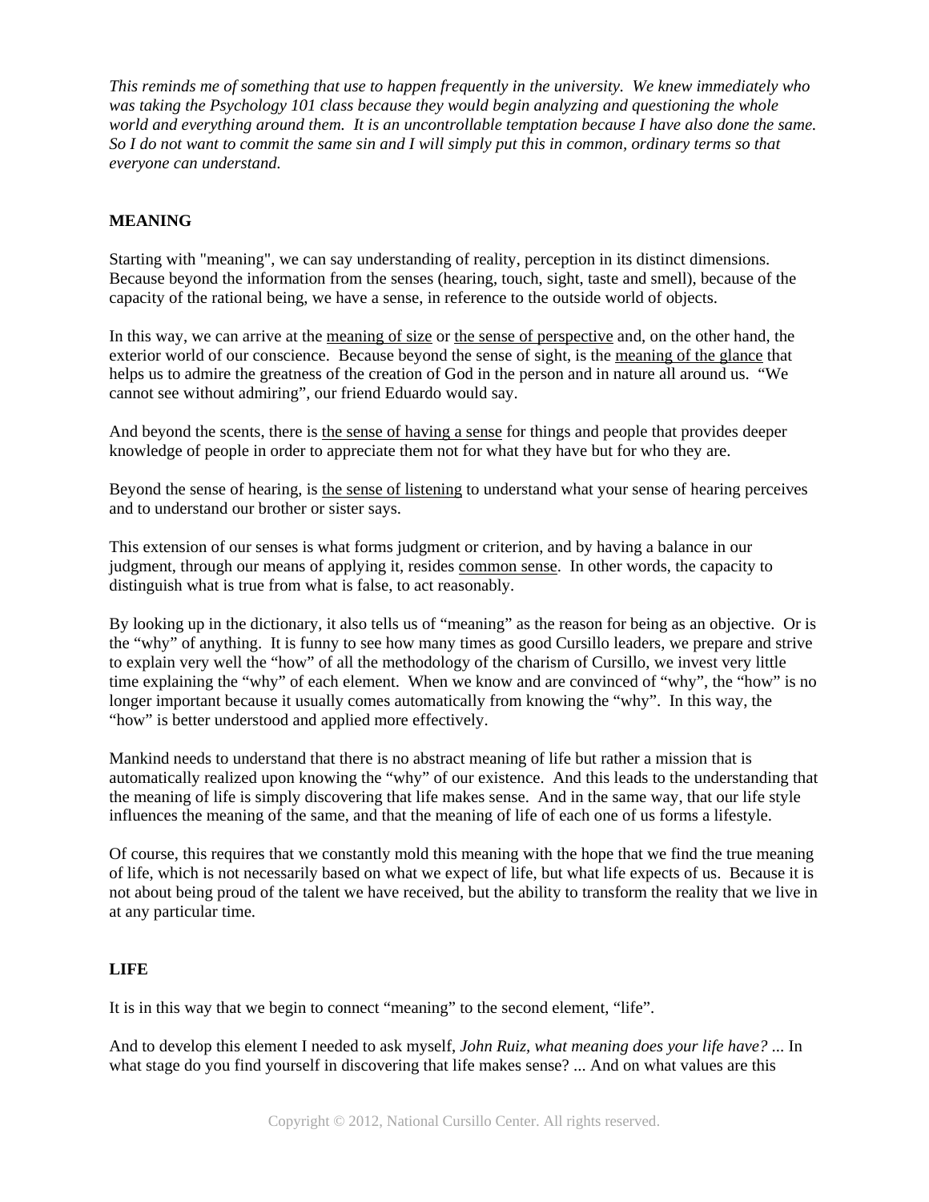*This reminds me of something that use to happen frequently in the university. We knew immediately who was taking the Psychology 101 class because they would begin analyzing and questioning the whole world and everything around them. It is an uncontrollable temptation because I have also done the same. So I do not want to commit the same sin and I will simply put this in common, ordinary terms so that everyone can understand.*

**MEANING**

Starting with "meaning", we can say understanding of reality, perception in its distinct dimensions. Because beyond the information from the senses (hearing, touch, sight, taste and smell), because of the capacity of the rational being, we have a sense, in reference to the outside world of objects.

In this way, we can arrive at the <u>meaning of size</u> or <u>the sense of perspective</u> and, on the other hand, the exterior world of our conscience. Because beyond the sense of sight, is the <u>meaning of the glance</u> that helps us to admire the greatness of the creation of God in the person and in nature all around us. "We cannot see without admiring", our friend Eduardo would say.

And beyond the scents, there is <u>the sense of having a sense</u> for things and people that provides deeper knowledge of people in order to appreciate them not for what they have but for who they are.

Beyond the sense of hearing, is <u>the sense of listening</u> to understand what your sense of hearing perceives and to understand our brother or sister says.

This extension of our senses is what forms judgment or criterion, and by having a balance in our judgment, through our means of applying it, resides <u>common sense</u>. In other words, the capacity to distinguish what is true from what is false, to act reasonably.

By looking up in the dictionary, it also tells us of "meaning" as the reason for being as an objective. Or is the "why" of anything. It is funny to see how many times as good Cursillo leaders, we prepare and strive to explain very well the "how" of all the methodology of the charism of Cursillo, we invest very little time explaining the "why" of each element. When we know and are convinced of "why", the "how" is no longer important because it usually comes automatically from knowing the "why". In this way, the "how" is better understood and applied more effectively.

Mankind needs to understand that there is no abstract meaning of life but rather a mission that is automatically realized upon knowing the "why" of our existence. And this leads to the understanding that the meaning of life is simply discovering that life makes sense. And in the same way, that our life style influences the meaning of the same, and that the meaning of life of each one of us forms a lifestyle.

Of course, this requires that we constantly mold this meaning with the hope that we find the true meaning of life, which is not necessarily based on what we expect of life, but what life expects of us. Because it is not about being proud of the talent we have received, but the ability to transform the reality that we live in at any particular time.

**LIFE**

It is in this way that we begin to connect "meaning" to the second element, "life".

And to develop this element I needed to ask myself, *John Ruiz, what meaning does your life have?* ... In what stage do you find yourself in discovering that life makes sense? ... And on what values are this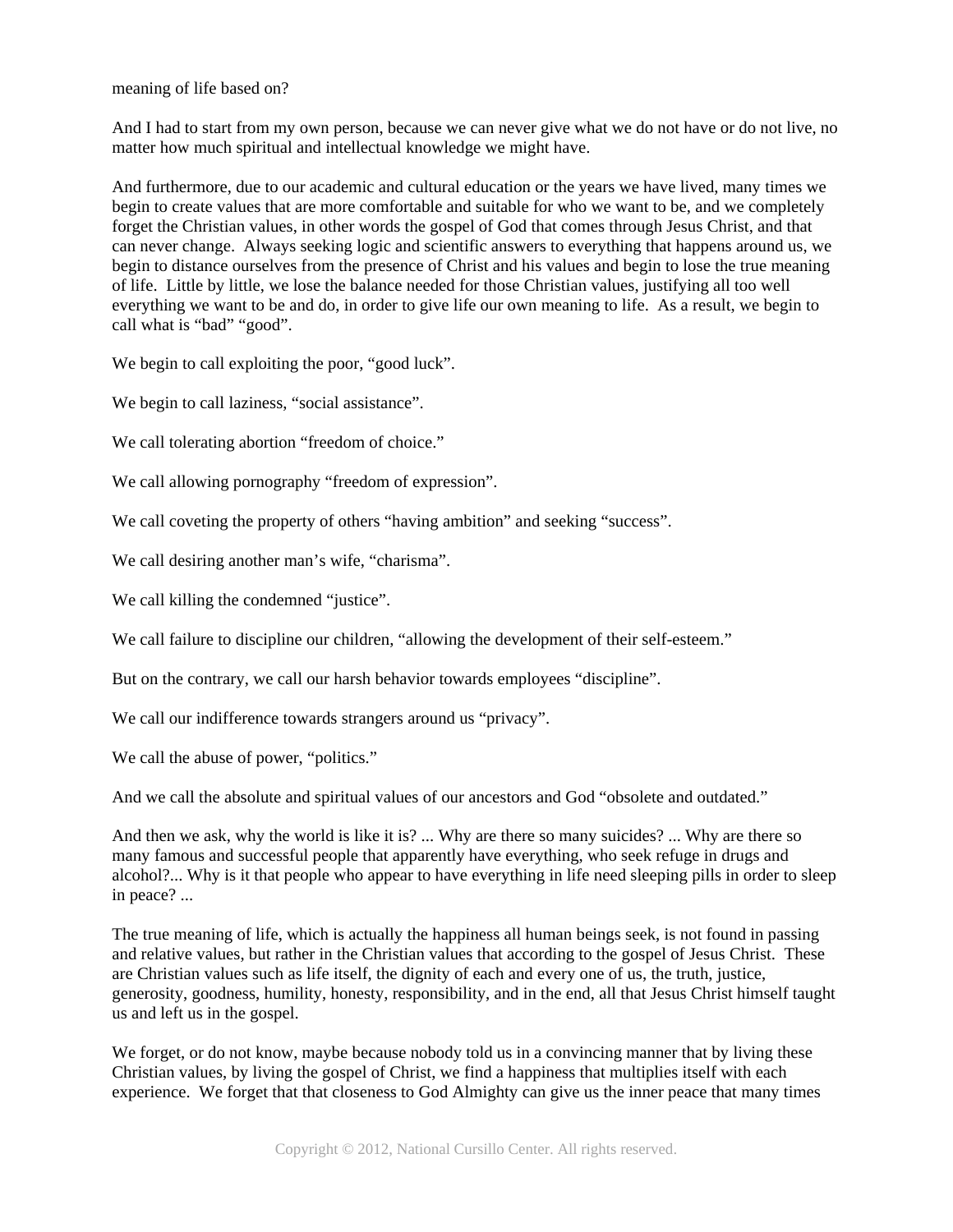meaning of life based on?

And I had to start from my own person, because we can never give what we do not have or do not live, no matter how much spiritual and intellectual knowledge we might have.

And furthermore, due to our academic and cultural education or the years we have lived, many times we begin to create values that are more comfortable and suitable for who we want to be, and we completely forget the Christian values, in other words the gospel of God that comes through Jesus Christ, and that can never change. Always seeking logic and scientific answers to everything that happens around us, we begin to distance ourselves from the presence of Christ and his values and begin to lose the true meaning of life. Little by little, we lose the balance needed for those Christian values, justifying all too well everything we want to be and do, in order to give life our own meaning to life. As a result, we begin to call what is "bad" "good".

We begin to call exploiting the poor, "good luck".

We begin to call laziness, "social assistance".

We call tolerating abortion "freedom of choice."

We call allowing pornography "freedom of expression".

We call coveting the property of others "having ambition" and seeking "success".

We call desiring another man's wife, "charisma".

We call killing the condemned "justice".

We call failure to discipline our children, "allowing the development of their self-esteem."

But on the contrary, we call our harsh behavior towards employees "discipline".

We call our indifference towards strangers around us "privacy".

We call the abuse of power, "politics."

And we call the absolute and spiritual values of our ancestors and God "obsolete and outdated."

And then we ask, why the world is like it is? ... Why are there so many suicides? ... Why are there so many famous and successful people that apparently have everything, who seek refuge in drugs and alcohol?... Why is it that people who appear to have everything in life need sleeping pills in order to sleep in peace? ...

The true meaning of life, which is actually the happiness all human beings seek, is not found in passing and relative values, but rather in the Christian values that according to the gospel of Jesus Christ. These are Christian values such as life itself, the dignity of each and every one of us, the truth, justice, generosity, goodness, humility, honesty, responsibility, and in the end, all that Jesus Christ himself taught us and left us in the gospel.

We forget, or do not know, maybe because nobody told us in a convincing manner that by living these Christian values, by living the gospel of Christ, we find a happiness that multiplies itself with each experience. We forget that that closeness to God Almighty can give us the inner peace that many times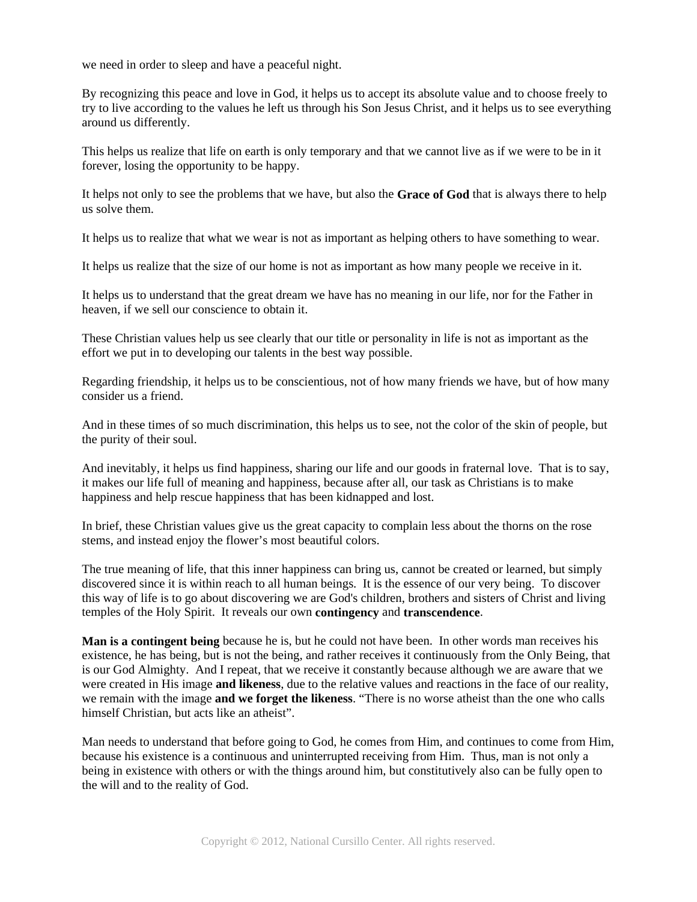we need in order to sleep and have a peaceful night.

By recognizing this peace and love in God, it helps us to accept its absolute value and to choose freely to try to live according to the values he left us through his Son Jesus Christ, and it helps us to see everything around us differently.

This helps us realize that life on earth is only temporary and that we cannot live as if we were to be in it forever, losing the opportunity to be happy.

It helps not only to see the problems that we have, but also the **Grace of God** that is always there to help us solve them.

It helps us to realize that what we wear is not as important as helping others to have something to wear.

It helps us realize that the size of our home is not as important as how many people we receive in it.

It helps us to understand that the great dream we have has no meaning in our life, nor for the Father in heaven, if we sell our conscience to obtain it.

These Christian values help us see clearly that our title or personality in life is not as important as the effort we put in to developing our talents in the best way possible.

Regarding friendship, it helps us to be conscientious, not of how many friends we have, but of how many consider us a friend.

And in these times of so much discrimination, this helps us to see, not the color of the skin of people, but the purity of their soul.

And inevitably, it helps us find happiness, sharing our life and our goods in fraternal love. That is to say, it makes our life full of meaning and happiness, because after all, our task as Christians is to make happiness and help rescue happiness that has been kidnapped and lost.

In brief, these Christian values give us the great capacity to complain less about the thorns on the rose stems, and instead enjoy the flower's most beautiful colors.

The true meaning of life, that this inner happiness can bring us, cannot be created or learned, but simply discovered since it is within reach to all human beings. It is the essence of our very being. To discover this way of life is to go about discovering we are God's children, brothers and sisters of Christ and living temples of the Holy Spirit. It reveals our own **contingency** and **transcendence**.

**Man is a contingent being** because he is, but he could not have been. In other words man receives his existence, he has being, but is not the being, and rather receives it continuously from the Only Being, that is our God Almighty. And I repeat, that we receive it constantly because although we are aware that we were created in His image **and likeness**, due to the relative values and reactions in the face of our reality, we remain with the image **and we forget the likeness**. "There is no worse atheist than the one who calls himself Christian, but acts like an atheist".

Man needs to understand that before going to God, he comes from Him, and continues to come from Him, because his existence is a continuous and uninterrupted receiving from Him. Thus, man is not only a being in existence with others or with the things around him, but constitutively also can be fully open to the will and to the reality of God.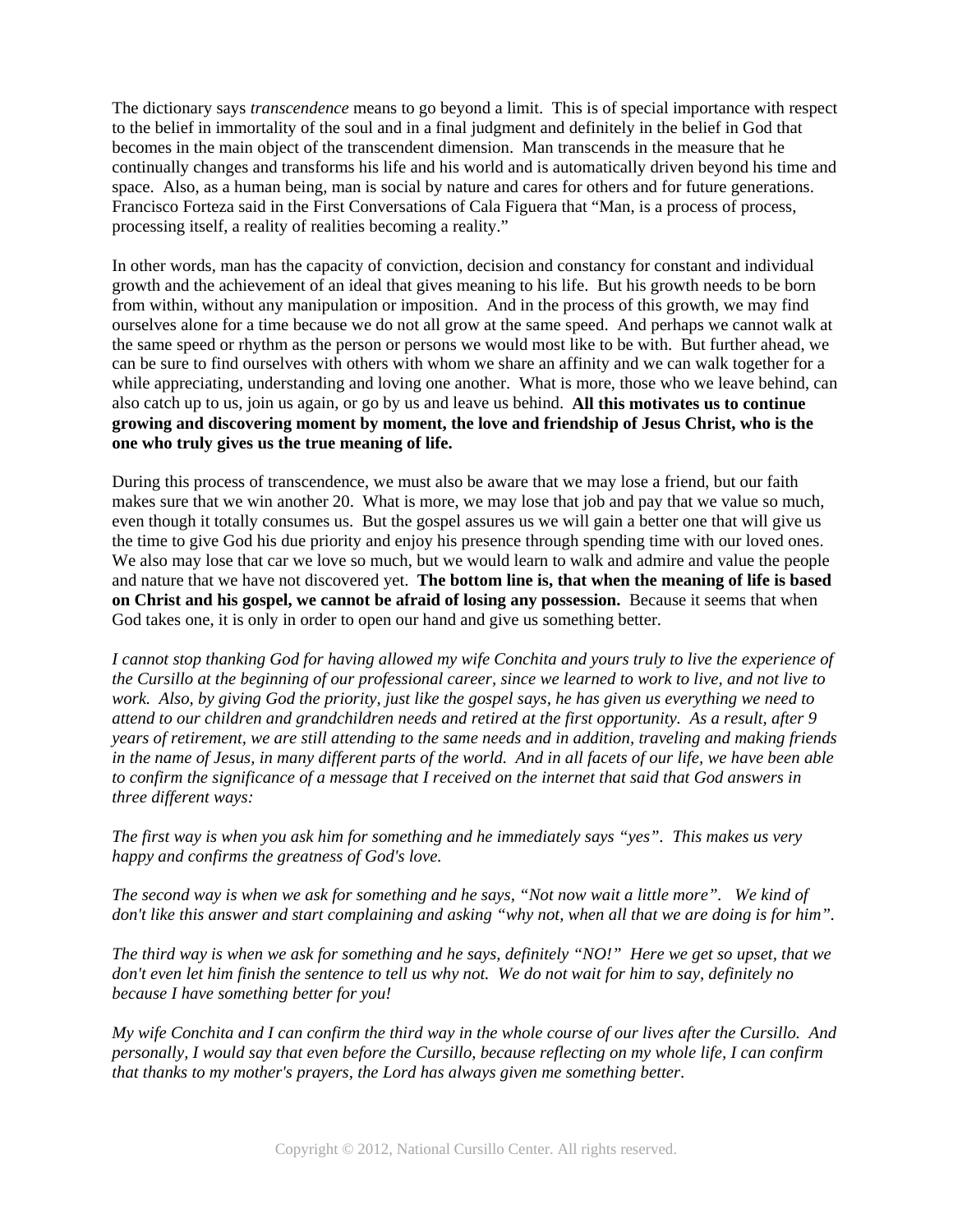The dictionary says *transcendence* means to go beyond a limit. This is of special importance with respect to the belief in immortality of the soul and in a final judgment and definitely in the belief in God that becomes in the main object of the transcendent dimension. Man transcends in the measure that he continually changes and transforms his life and his world and is automatically driven beyond his time and space. Also, as a human being, man is social by nature and cares for others and for future generations. Francisco Forteza said in the First Conversations of Cala Figuera that "Man, is a process of process, processing itself, a reality of realities becoming a reality."

In other words, man has the capacity of conviction, decision and constancy for constant and individual growth and the achievement of an ideal that gives meaning to his life. But his growth needs to be born from within, without any manipulation or imposition. And in the process of this growth, we may find ourselves alone for a time because we do not all grow at the same speed. And perhaps we cannot walk at the same speed or rhythm as the person or persons we would most like to be with. But further ahead, we can be sure to find ourselves with others with whom we share an affinity and we can walk together for a while appreciating, understanding and loving one another. What is more, those who we leave behind, can also catch up to us, join us again, or go by us and leave us behind. **All this motivates us to continue growing and discovering moment by moment, the love and friendship of Jesus Christ, who is the one who truly gives us the true meaning of life.**

During this process of transcendence, we must also be aware that we may lose a friend, but our faith makes sure that we win another 20. What is more, we may lose that job and pay that we value so much, even though it totally consumes us. But the gospel assures us we will gain a better one that will give us the time to give God his due priority and enjoy his presence through spending time with our loved ones. We also may lose that car we love so much, but we would learn to walk and admire and value the people and nature that we have not discovered yet. **The bottom line is, that when the meaning of life is based on Christ and his gospel, we cannot be afraid of losing any possession.** Because it seems that when God takes one, it is only in order to open our hand and give us something better.

*I cannot stop thanking God for having allowed my wife Conchita and yours truly to live the experience of the Cursillo at the beginning of our professional career, since we learned to work to live, and not live to work. Also, by giving God the priority, just like the gospel says, he has given us everything we need to attend to our children and grandchildren needs and retired at the first opportunity. As a result, after 9 years of retirement, we are still attending to the same needs and in addition, traveling and making friends in the name of Jesus, in many different parts of the world. And in all facets of our life, we have been able to confirm the significance of a message that I received on the internet that said that God answers in three different ways:*

*The first way is when you ask him for something and he immediately says "yes". This makes us very happy and confirms the greatness of God's love.*

*The second way is when we ask for something and he says, "Not now wait a little more". We kind of don't like this answer and start complaining and asking "why not, when all that we are doing is for him".*

*The third way is when we ask for something and he says, definitely "NO!" Here we get so upset, that we don't even let him finish the sentence to tell us why not. We do not wait for him to say, definitely no because I have something better for you!*

*My wife Conchita and I can confirm the third way in the whole course of our lives after the Cursillo. And personally, I would say that even before the Cursillo, because reflecting on my whole life, I can confirm that thanks to my mother's prayers, the Lord has always given me something better.*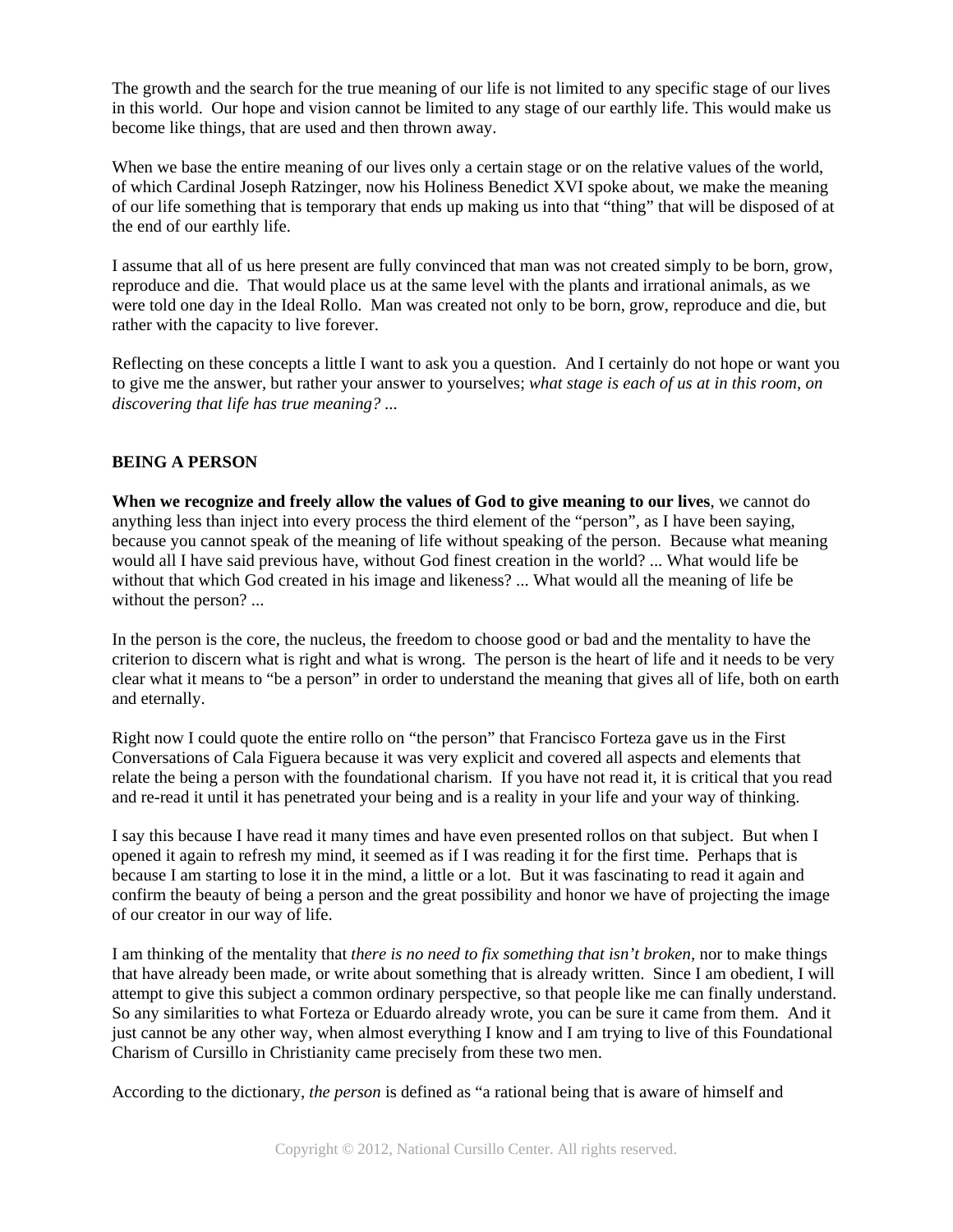The growth and the search for the true meaning of our life is not limited to any specific stage of our lives in this world. Our hope and vision cannot be limited to any stage of our earthly life. This would make us become like things, that are used and then thrown away.

When we base the entire meaning of our lives only a certain stage or on the relative values of the world, of which Cardinal Joseph Ratzinger, now his Holiness Benedict XVI spoke about, we make the meaning of our life something that is temporary that ends up making us into that "thing" that will be disposed of at the end of our earthly life.

I assume that all of us here present are fully convinced that man was not created simply to be born, grow, reproduce and die. That would place us at the same level with the plants and irrational animals, as we were told one day in the Ideal Rollo. Man was created not only to be born, grow, reproduce and die, but rather with the capacity to live forever.

Reflecting on these concepts a little I want to ask you a question. And I certainly do not hope or want you to give me the answer, but rather your answer to yourselves; *what stage is each of us at in this room, on discovering that life has true meaning?* ...

## BEING A PERSON

**When we recognize and freely allow the values of God to give meaning to our lives**, we cannot do anything less than inject into every process the third element of the "person", as I have been saying, because you cannot speak of the meaning of life without speaking of the person. Because what meaning would all I have said previous have, without God finest creation in the world? ... What would life be without that which God created in his image and likeness? ... What would all the meaning of life be without the person? ...

In the person is the core, the nucleus, the freedom to choose good or bad and the mentality to have the criterion to discern what is right and what is wrong. The person is the heart of life and it needs to be very clear what it means to "be a person" in order to understand the meaning that gives all of life, both on earth and eternally.

Right now I could quote the entire rollo on "the person" that Francisco Forteza gave us in the First Conversations of Cala Figuera because it was very explicit and covered all aspects and elements that relate the being a person with the foundational charism. If you have not read it, it is critical that you read and re-read it until it has penetrated your being and is a reality in your life and your way of thinking.

I say this because I have read it many times and have even presented rollos on that subject. But when I opened it again to refresh my mind, it seemed as if I was reading it for the first time. Perhaps that is because I am starting to lose it in the mind, a little or a lot. But it was fascinating to read it again and confirm the beauty of being a person and the great possibility and honor we have of projecting the image of our creator in our way of life.

I am thinking of the mentality that *there is no need to fix something that isn't broken,* nor to make things that have already been made, or write about something that is already written. Since I am obedient, I will attempt to give this subject a common ordinary perspective, so that people like me can finally understand. So any similarities to what Forteza or Eduardo already wrote, you can be sure it came from them. And it just cannot be any other way, when almost everything I know and I am trying to live of this Foundational Charism of Cursillo in Christianity came precisely from these two men.

According to the dictionary, *the person* is defined as "a rational being that is aware of himself and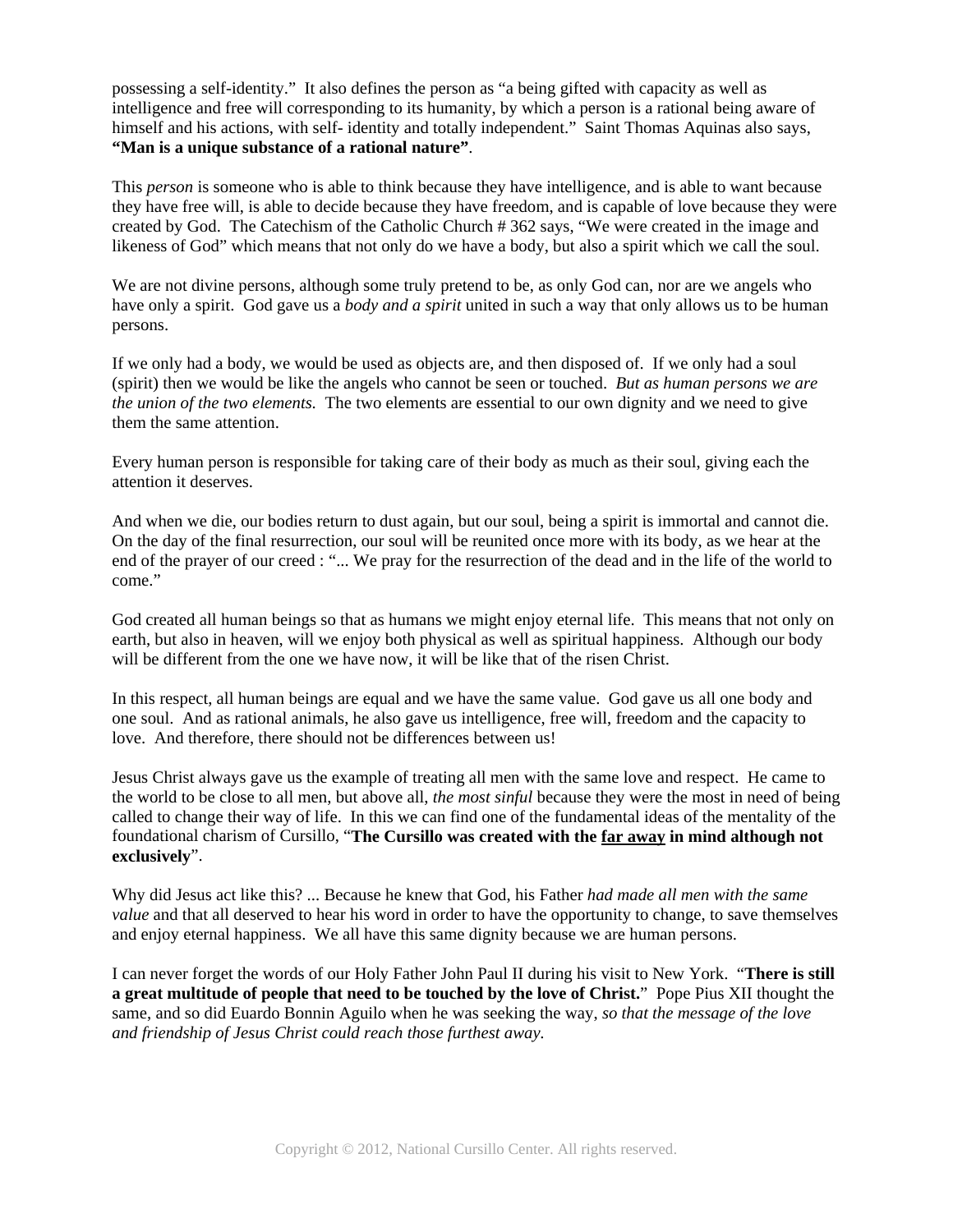possessing a self-identity." It also defines the person as "a being gifted with capacity as well as intelligence and free will corresponding to its humanity, by which a person is a rational being aware of himself and his actions, with self- identity and totally independent." Saint Thomas Aquinas also says, **"Man is a unique substance of a rational nature"**.

This *person* is someone who is able to think because they have intelligence, and is able to want because they have free will, is able to decide because they have freedom, and is capable of love because they were created by God. The Catechism of the Catholic Church # 362 says, "We were created in the image and likeness of God" which means that not only do we have a body, but also a spirit which we call the soul.

We are not divine persons, although some truly pretend to be, as only God can, nor are we angels who have only a spirit. God gave us a *body and a spirit* united in such a way that only allows us to be human persons.

If we only had a body, we would be used as objects are, and then disposed of. If we only had a soul (spirit) then we would be like the angels who cannot be seen or touched. *But as human persons we are the union of the two elements.* The two elements are essential to our own dignity and we need to give them the same attention.

Every human person is responsible for taking care of their body as much as their soul, giving each the attention it deserves.

And when we die, our bodies return to dust again, but our soul, being a spirit is immortal and cannot die. On the day of the final resurrection, our soul will be reunited once more with its body, as we hear at the end of the prayer of our creed : "... We pray for the resurrection of the dead and in the life of the world to come."

God created all human beings so that as humans we might enjoy eternal life. This means that not only on earth, but also in heaven, will we enjoy both physical as well as spiritual happiness. Although our body will be different from the one we have now, it will be like that of the risen Christ.

In this respect, all human beings are equal and we have the same value. God gave us all one body and one soul. And as rational animals, he also gave us intelligence, free will, freedom and the capacity to love. And therefore, there should not be differences between us!

Jesus Christ always gave us the example of treating all men with the same love and respect. He came to the world to be close to all men, but above all, *the most sinful* because they were the most in need of being called to change their way of life. In this we can find one of the fundamental ideas of the mentality of the foundational charism of Cursillo, "**The Cursillo was created with the <u>far away</u> in mind although not exclusively**".

Why did Jesus act like this? ... Because he knew that God, his Father *had made all men with the same value* and that all deserved to hear his word in order to have the opportunity to change, to save themselves and enjoy eternal happiness. We all have this same dignity because we are human persons.

I can never forget the words of our Holy Father John Paul II during his visit to New York. "**There is still a great multitude of people that need to be touched by the love of Christ.**" Pope Pius XII thought the same, and so did Euardo Bonnin Aguilo when he was seeking the way, *so that the message of the love and friendship of Jesus Christ could reach those furthest away.*

Copyright © 2012, National Cursillo Center. All rights reserved.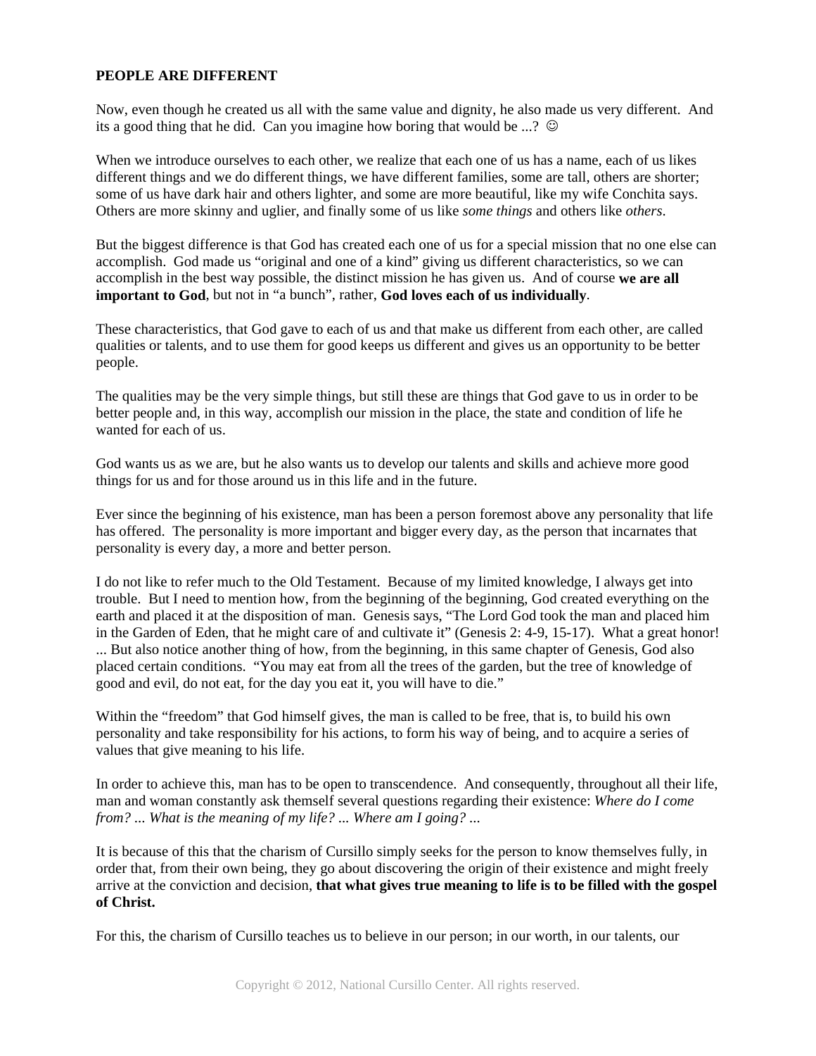**PEOPLE ARE DIFFERENT**

Now, even though he created us all with the same value and dignity, he also made us very different. And its a good thing that he did. Can you imagine how boring that would be ...? ☺

When we introduce ourselves to each other, we realize that each one of us has a name, each of us likes different things and we do different things, we have different families, some are tall, others are shorter; some of us have dark hair and others lighter, and some are more beautiful, like my wife Conchita says. Others are more skinny and uglier, and finally some of us like *some things* and others like *others*.

But the biggest difference is that God has created each one of us for a special mission that no one else can accomplish. God made us "original and one of a kind" giving us different characteristics, so we can accomplish in the best way possible, the distinct mission he has given us. And of course **we are all important to God**, but not in "a bunch", rather, **God loves each of us individually**.

These characteristics, that God gave to each of us and that make us different from each other, are called qualities or talents, and to use them for good keeps us different and gives us an opportunity to be better people.

The qualities may be the very simple things, but still these are things that God gave to us in order to be better people and, in this way, accomplish our mission in the place, the state and condition of life he wanted for each of us.

God wants us as we are, but he also wants us to develop our talents and skills and achieve more good things for us and for those around us in this life and in the future.

Ever since the beginning of his existence, man has been a person foremost above any personality that life has offered. The personality is more important and bigger every day, as the person that incarnates that personality is every day, a more and better person.

I do not like to refer much to the Old Testament. Because of my limited knowledge, I always get into trouble. But I need to mention how, from the beginning of the beginning, God created everything on the earth and placed it at the disposition of man. Genesis says, "The Lord God took the man and placed him in the Garden of Eden, that he might care of and cultivate it" (Genesis 2: 4-9, 15-17). What a great honor! ... But also notice another thing of how, from the beginning, in this same chapter of Genesis, God also placed certain conditions. "You may eat from all the trees of the garden, but the tree of knowledge of good and evil, do not eat, for the day you eat it, you will have to die."

Within the "freedom" that God himself gives, the man is called to be free, that is, to build his own personality and take responsibility for his actions, to form his way of being, and to acquire a series of values that give meaning to his life.

In order to achieve this, man has to be open to transcendence. And consequently, throughout all their life, man and woman constantly ask themself several questions regarding their existence: *Where do I come from? ... What is the meaning of my life? ... Where am I going? ...*

It is because of this that the charism of Cursillo simply seeks for the person to know themselves fully, in order that, from their own being, they go about discovering the origin of their existence and might freely arrive at the conviction and decision, **that what gives true meaning to life is to be filled with the gospel of Christ.**

For this, the charism of Cursillo teaches us to believe in our person; in our worth, in our talents, our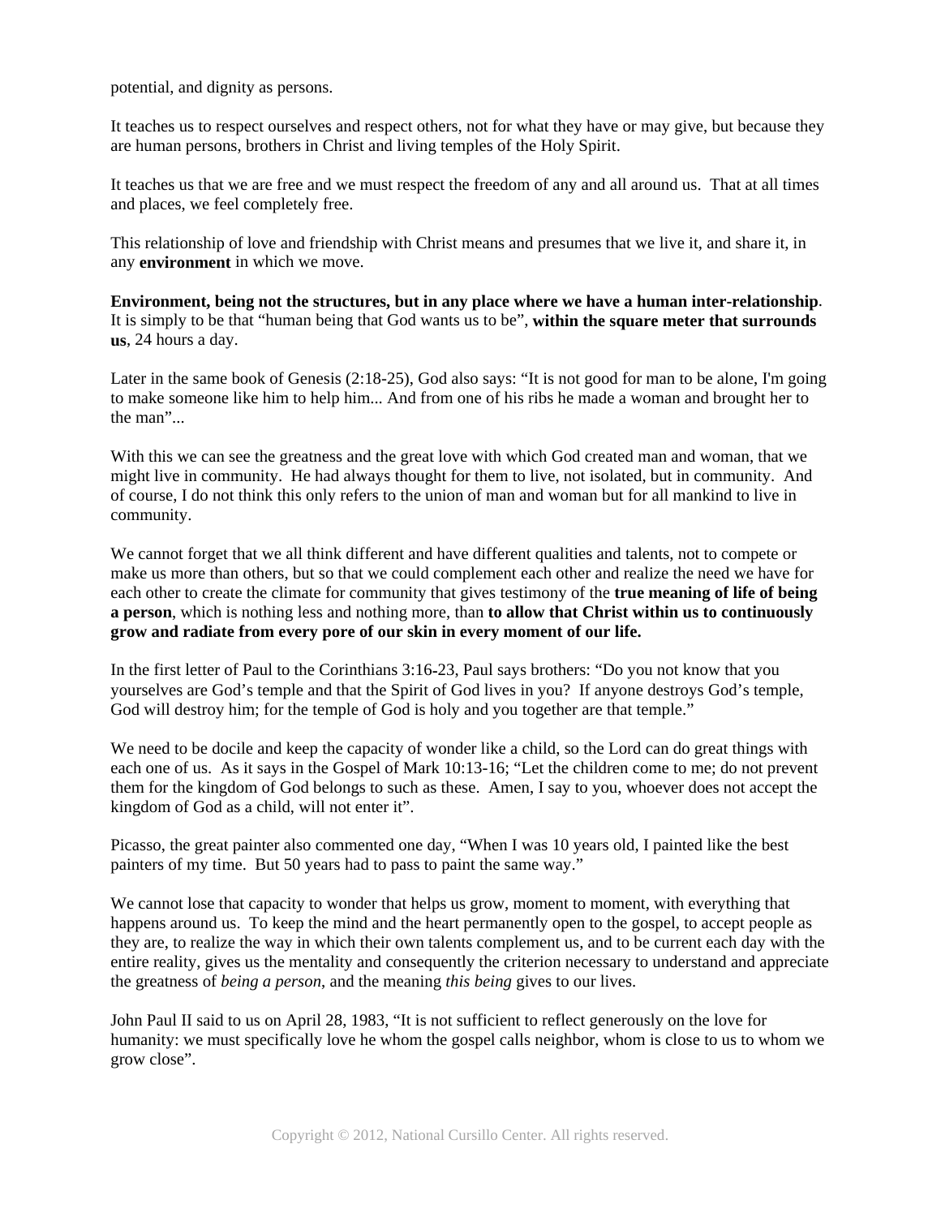potential, and dignity as persons.

It teaches us to respect ourselves and respect others, not for what they have or may give, but because they are human persons, brothers in Christ and living temples of the Holy Spirit.

It teaches us that we are free and we must respect the freedom of any and all around us. That at all times and places, we feel completely free.

This relationship of love and friendship with Christ means and presumes that we live it, and share it, in any **environment** in which we move.

**Environment, being not the structures, but in any place where we have a human inter-relationship**. It is simply to be that "human being that God wants us to be", **within the square meter that surrounds us**, 24 hours a day.

Later in the same book of Genesis (2:18-25), God also says: "It is not good for man to be alone, I'm going to make someone like him to help him... And from one of his ribs he made a woman and brought her to the man"...

With this we can see the greatness and the great love with which God created man and woman, that we might live in community. He had always thought for them to live, not isolated, but in community. And of course, I do not think this only refers to the union of man and woman but for all mankind to live in community.

We cannot forget that we all think different and have different qualities and talents, not to compete or make us more than others, but so that we could complement each other and realize the need we have for each other to create the climate for community that gives testimony of the **true meaning of life of being a person**, which is nothing less and nothing more, than **to allow that Christ within us to continuously grow and radiate from every pore of our skin in every moment of our life.**

In the first letter of Paul to the Corinthians 3:16-23, Paul says brothers: "Do you not know that you yourselves are God's temple and that the Spirit of God lives in you? If anyone destroys God's temple, God will destroy him; for the temple of God is holy and you together are that temple."

We need to be docile and keep the capacity of wonder like a child, so the Lord can do great things with each one of us. As it says in the Gospel of Mark 10:13-16; "Let the children come to me; do not prevent them for the kingdom of God belongs to such as these. Amen, I say to you, whoever does not accept the kingdom of God as a child, will not enter it".

Picasso, the great painter also commented one day, "When I was 10 years old, I painted like the best painters of my time. But 50 years had to pass to paint the same way."

We cannot lose that capacity to wonder that helps us grow, moment to moment, with everything that happens around us. To keep the mind and the heart permanently open to the gospel, to accept people as they are, to realize the way in which their own talents complement us, and to be current each day with the entire reality, gives us the mentality and consequently the criterion necessary to understand and appreciate the greatness of *being a person*, and the meaning *this being* gives to our lives.

John Paul II said to us on April 28, 1983, "It is not sufficient to reflect generously on the love for humanity: we must specifically love he whom the gospel calls neighbor, whom is close to us to whom we grow close".

Copyright © 2012, National Cursillo Center. All rights reserved.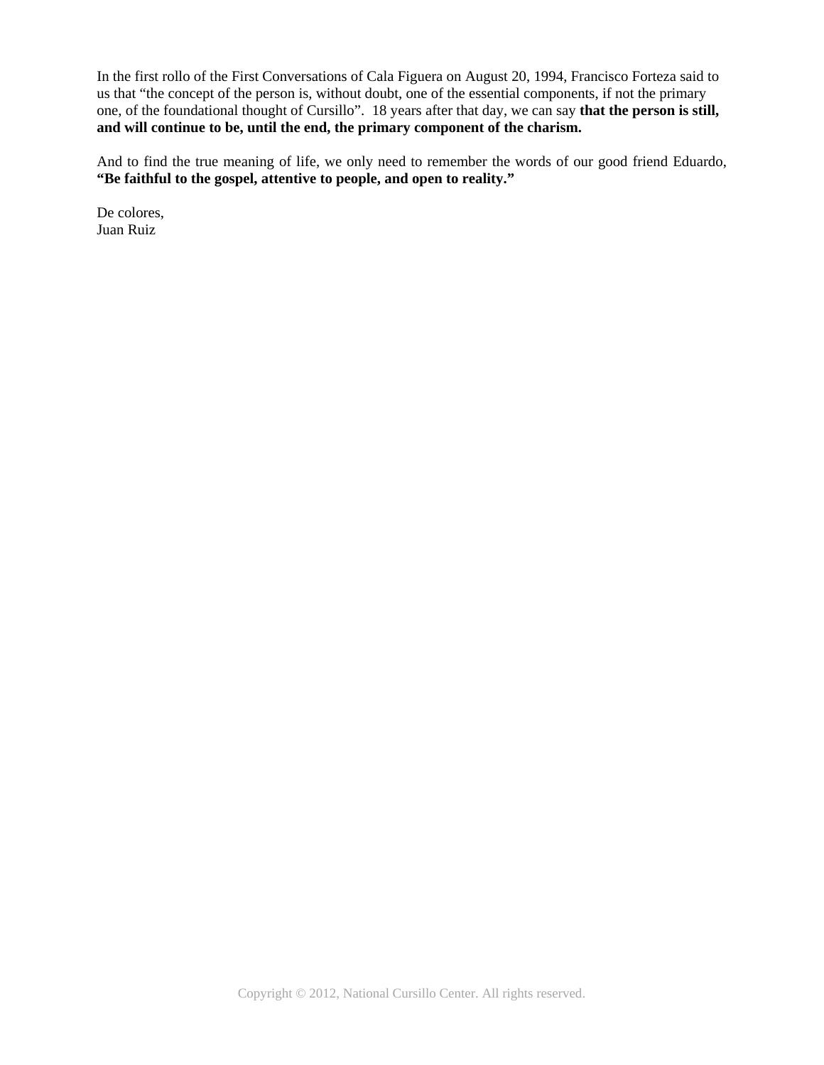In the first rollo of the First Conversations of Cala Figuera on August 20, 1994, Francisco Forteza said to us that "the concept of the person is, without doubt, one of the essential components, if not the primary one, of the foundational thought of Cursillo". 18 years after that day, we can say **that the person is still, and will continue to be, until the end, the primary component of the charism.**

And to find the true meaning of life, we only need to remember the words of our good friend Eduardo, **"Be faithful to the gospel, attentive to people, and open to reality."**

De colores,
Juan Ruiz

Copyright © 2012, National Cursillo Center. All rights reserved.